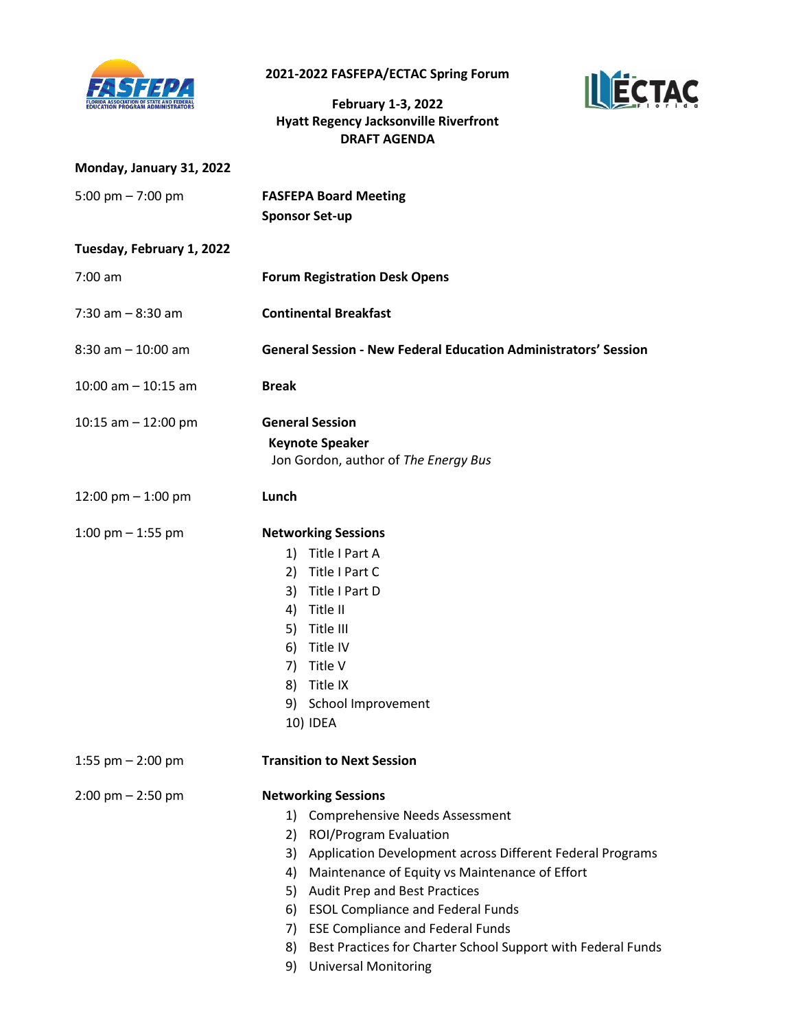# 2021-2022 FASFEPA/ECTAC Spring Forum

**February 1-3, 2022**
**Hyatt Regency Jacksonville Riverfront**
**DRAFT AGENDA**

## Monday, January 31, 2022

| | |
|---|---|
| 5:00 pm – 7:00 pm | **FASFEPA Board Meeting**<br>**Sponsor Set-up** |

## Tuesday, February 1, 2022

| | |
|---|---|
| 7:00 am | **Forum Registration Desk Opens** |
| 7:30 am – 8:30 am | **Continental Breakfast** |
| 8:30 am – 10:00 am | **General Session - New Federal Education Administrators' Session** |
| 10:00 am – 10:15 am | **Break** |
| 10:15 am – 12:00 pm | **General Session**<br>**Keynote Speaker**<br>Jon Gordon, author of *The Energy Bus* |
| 12:00 pm – 1:00 pm | **Lunch** |
| 1:00 pm – 1:55 pm | **Networking Sessions**<br>1) Title I Part A<br>2) Title I Part C<br>3) Title I Part D<br>4) Title II<br>5) Title III<br>6) Title IV<br>7) Title V<br>8) Title IX<br>9) School Improvement<br>10) IDEA |
| 1:55 pm – 2:00 pm | **Transition to Next Session** |
| 2:00 pm – 2:50 pm | **Networking Sessions**<br>1) Comprehensive Needs Assessment<br>2) ROI/Program Evaluation<br>3) Application Development across Different Federal Programs<br>4) Maintenance of Equity vs Maintenance of Effort<br>5) Audit Prep and Best Practices<br>6) ESOL Compliance and Federal Funds<br>7) ESE Compliance and Federal Funds<br>8) Best Practices for Charter School Support with Federal Funds<br>9) Universal Monitoring |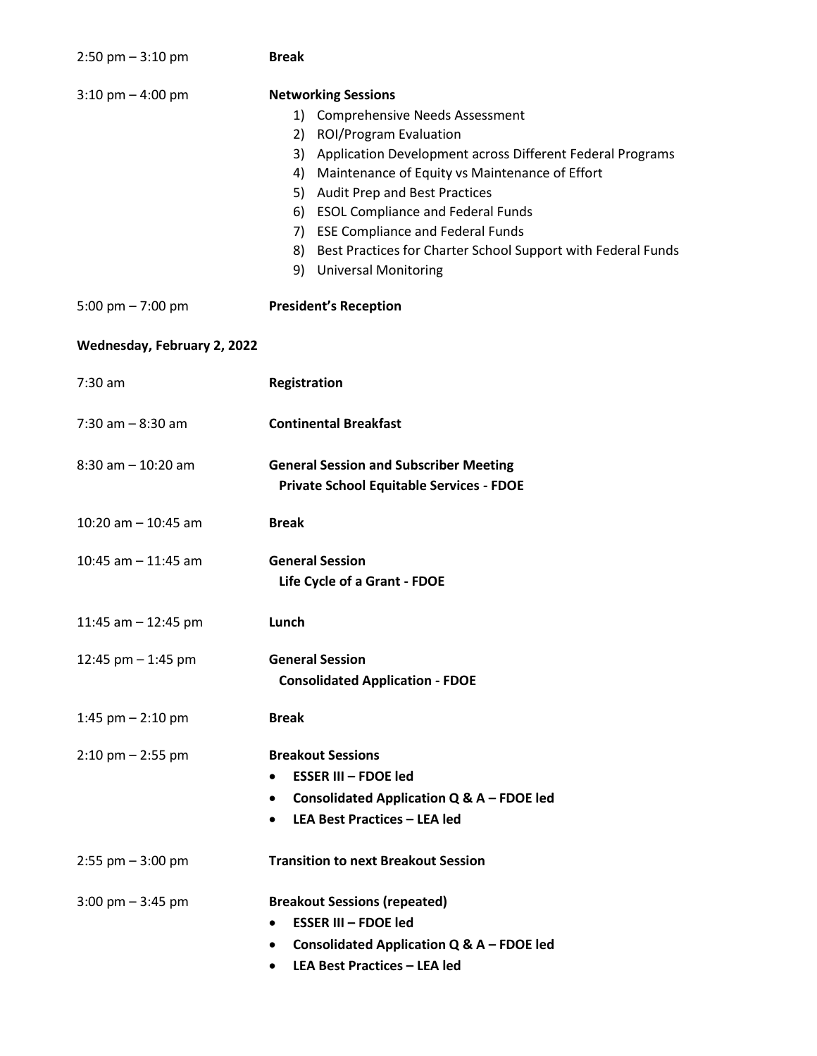| | |
|---|---|
| 2:50 pm – 3:10 pm | **Break** |
| 3:10 pm – 4:00 pm | **Networking Sessions**<br>1) Comprehensive Needs Assessment<br>2) ROI/Program Evaluation<br>3) Application Development across Different Federal Programs<br>4) Maintenance of Equity vs Maintenance of Effort<br>5) Audit Prep and Best Practices<br>6) ESOL Compliance and Federal Funds<br>7) ESE Compliance and Federal Funds<br>8) Best Practices for Charter School Support with Federal Funds<br>9) Universal Monitoring |
| 5:00 pm – 7:00 pm | **President's Reception** |

**Wednesday, February 2, 2022**

| | |
|---|---|
| 7:30 am | **Registration** |
| 7:30 am – 8:30 am | **Continental Breakfast** |
| 8:30 am – 10:20 am | **General Session and Subscriber Meeting**<br>**Private School Equitable Services - FDOE** |
| 10:20 am – 10:45 am | **Break** |
| 10:45 am – 11:45 am | **General Session**<br>**Life Cycle of a Grant - FDOE** |
| 11:45 am – 12:45 pm | **Lunch** |
| 12:45 pm – 1:45 pm | **General Session**<br>**Consolidated Application - FDOE** |
| 1:45 pm – 2:10 pm | **Break** |
| 2:10 pm – 2:55 pm | **Breakout Sessions**<br>• **ESSER III – FDOE led**<br>• **Consolidated Application Q & A – FDOE led**<br>• **LEA Best Practices – LEA led** |
| 2:55 pm – 3:00 pm | **Transition to next Breakout Session** |
| 3:00 pm – 3:45 pm | **Breakout Sessions (repeated)**<br>• **ESSER III – FDOE led**<br>• **Consolidated Application Q & A – FDOE led**<br>• **LEA Best Practices – LEA led** |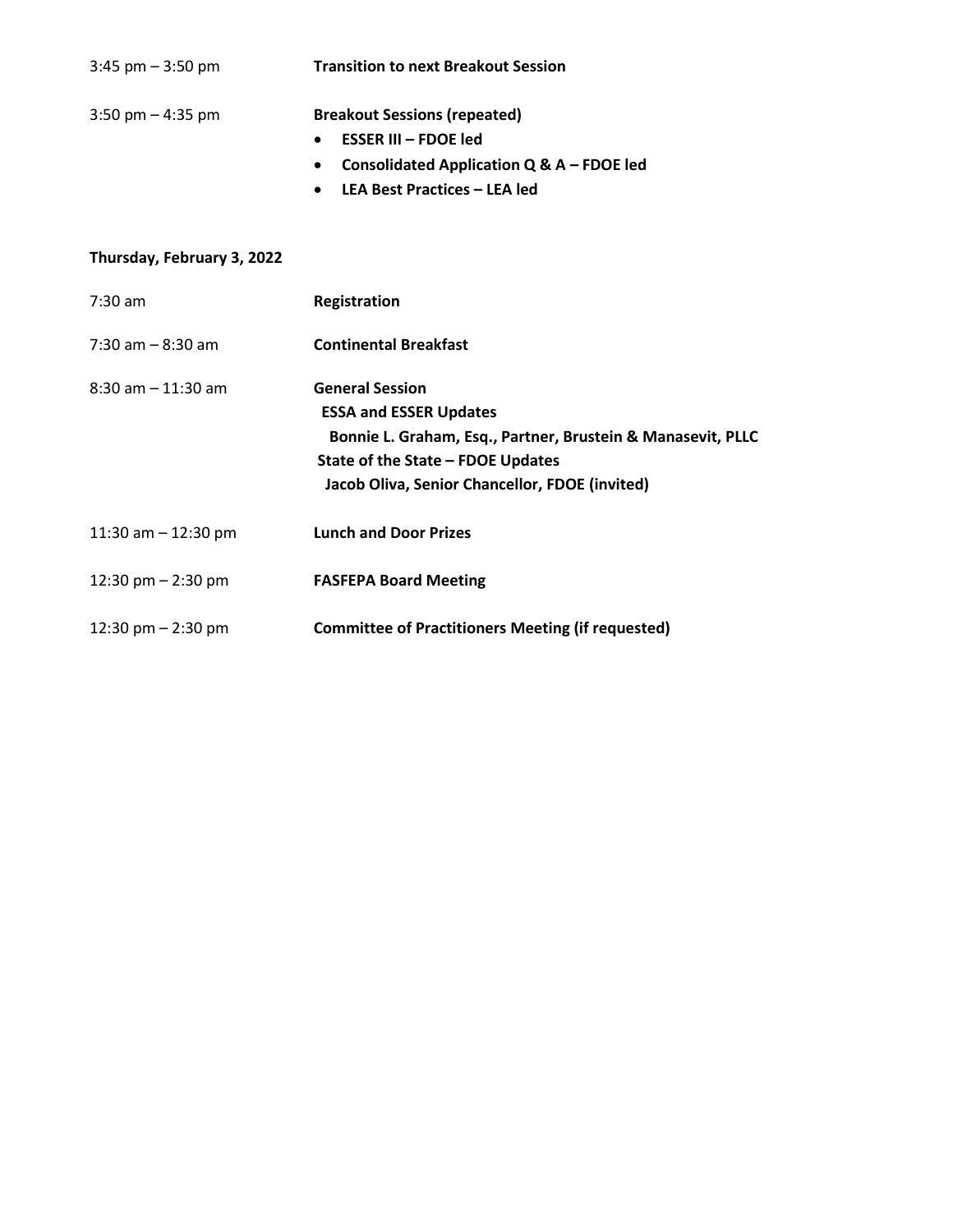3:45 pm – 3:50 pm **Transition to next Breakout Session**

3:50 pm – 4:35 pm **Breakout Sessions (repeated)**

- **ESSER III – FDOE led**
- **Consolidated Application Q & A – FDOE led**
- **LEA Best Practices – LEA led**

**Thursday, February 3, 2022**

7:30 am **Registration**

7:30 am – 8:30 am **Continental Breakfast**

8:30 am – 11:30 am **General Session**
**ESSA and ESSER Updates**
**Bonnie L. Graham, Esq., Partner, Brustein & Manasevit, PLLC**
**State of the State – FDOE Updates**
**Jacob Oliva, Senior Chancellor, FDOE (invited)**

11:30 am – 12:30 pm **Lunch and Door Prizes**

12:30 pm – 2:30 pm **FASFEPA Board Meeting**

12:30 pm – 2:30 pm **Committee of Practitioners Meeting (if requested)**